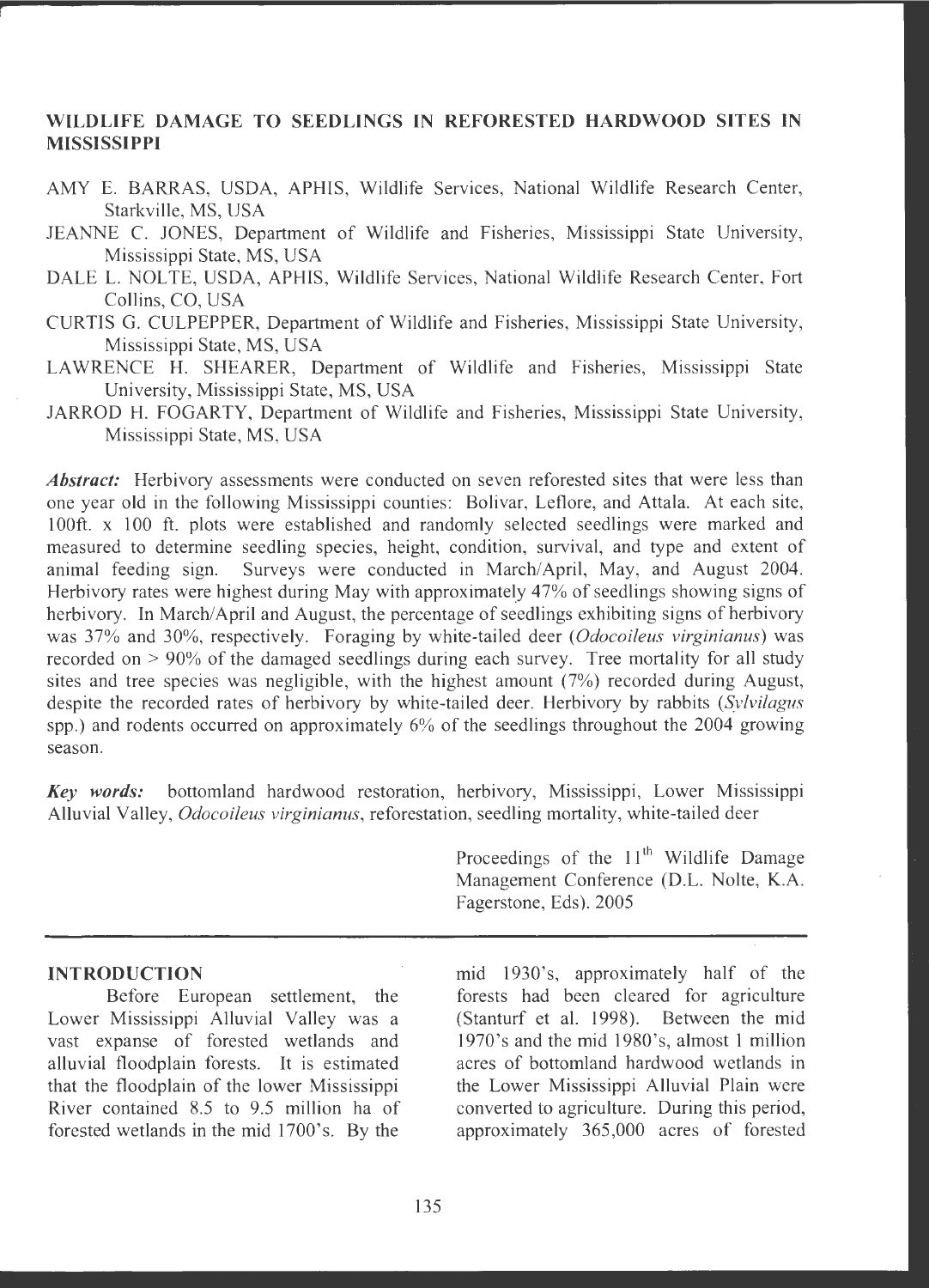# WILDLIFE DAMAGE TO SEEDLINGS IN REFORESTED HARDWOOD SITES IN MISSISSIPPI

AMY E. BARRAS, USDA, APHIS, Wildlife Services, National Wildlife Research Center, Starkville, MS, USA

JEANNE C. JONES, Department of Wildlife and Fisheries, Mississippi State University, Mississippi State, MS, USA

DALE L. NOLTE, USDA, APHIS, Wildlife Services, National Wildlife Research Center, Fort Collins, CO, USA

CURTIS G. CULPEPPER, Department of Wildlife and Fisheries, Mississippi State University, Mississippi State, MS, USA

LAWRENCE H. SHEARER, Department of Wildlife and Fisheries, Mississippi State University, Mississippi State, MS, USA

JARROD H. FOGARTY, Department of Wildlife and Fisheries, Mississippi State University, Mississippi State, MS, USA

***Abstract:*** Herbivory assessments were conducted on seven reforested sites that were less than one year old in the following Mississippi counties: Bolivar, Leflore, and Attala. At each site, 100ft. x 100 ft. plots were established and randomly selected seedlings were marked and measured to determine seedling species, height, condition, survival, and type and extent of animal feeding sign. Surveys were conducted in March/April, May, and August 2004. Herbivory rates were highest during May with approximately 47% of seedlings showing signs of herbivory. In March/April and August, the percentage of seedlings exhibiting signs of herbivory was 37% and 30%, respectively. Foraging by white-tailed deer (*Odocoileus virginianus*) was recorded on > 90% of the damaged seedlings during each survey. Tree mortality for all study sites and tree species was negligible, with the highest amount (7%) recorded during August, despite the recorded rates of herbivory by white-tailed deer. Herbivory by rabbits (*Sylvilagus* spp.) and rodents occurred on approximately 6% of the seedlings throughout the 2004 growing season.

***Key words:*** bottomland hardwood restoration, herbivory, Mississippi, Lower Mississippi Alluvial Valley, *Odocoileus virginianus*, reforestation, seedling mortality, white-tailed deer

Proceedings of the 11[th] Wildlife Damage Management Conference (D.L. Nolte, K.A. Fagerstone, Eds). 2005

## INTRODUCTION

Before European settlement, the Lower Mississippi Alluvial Valley was a vast expanse of forested wetlands and alluvial floodplain forests. It is estimated that the floodplain of the lower Mississippi River contained 8.5 to 9.5 million ha of forested wetlands in the mid 1700's. By the mid 1930's, approximately half of the forests had been cleared for agriculture (Stanturf et al. 1998). Between the mid 1970's and the mid 1980's, almost 1 million acres of bottomland hardwood wetlands in the Lower Mississippi Alluvial Plain were converted to agriculture. During this period, approximately 365,000 acres of forested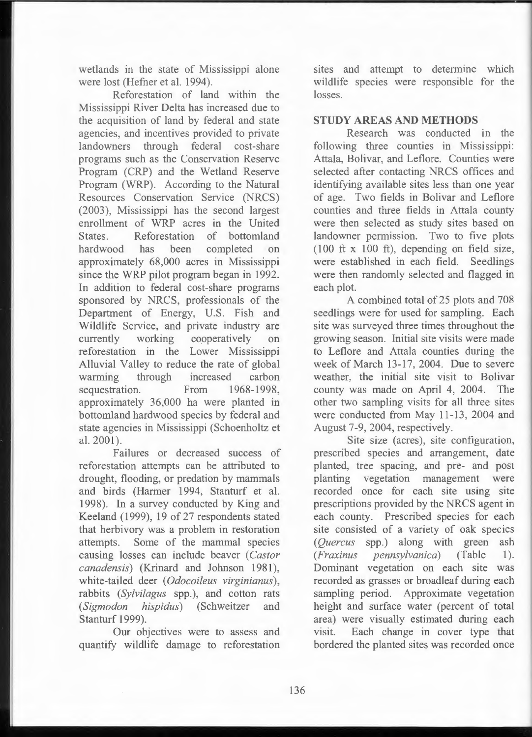wetlands in the state of Mississippi alone were lost (Hefner et al. 1994).

Reforestation of land within the Mississippi River Delta has increased due to the acquisition of land by federal and state agencies, and incentives provided to private landowners through federal cost-share programs such as the Conservation Reserve Program (CRP) and the Wetland Reserve Program (WRP). According to the Natural Resources Conservation Service (NRCS) (2003), Mississippi has the second largest enrollment of WRP acres in the United States. Reforestation of bottomland hardwood has been completed on approximately 68,000 acres in Mississippi since the WRP pilot program began in 1992. In addition to federal cost-share programs sponsored by NRCS, professionals of the Department of Energy, U.S. Fish and Wildlife Service, and private industry are currently working cooperatively on reforestation in the Lower Mississippi Alluvial Valley to reduce the rate of global warming through increased carbon sequestration. From 1968-1998, approximately 36,000 ha were planted in bottomland hardwood species by federal and state agencies in Mississippi (Schoenholtz et al. 2001).

Failures or decreased success of reforestation attempts can be attributed to drought, flooding, or predation by mammals and birds (Harmer 1994, Stanturf et al. 1998). In a survey conducted by King and Keeland (1999), 19 of 27 respondents stated that herbivory was a problem in restoration attempts. Some of the mammal species causing losses can include beaver (*Castor canadensis*) (Krinard and Johnson 1981), white-tailed deer (*Odocoileus virginianus*), rabbits (*Sylvilagus* spp.), and cotton rats (*Sigmodon hispidus*) (Schweitzer and Stanturf 1999).

Our objectives were to assess and quantify wildlife damage to reforestation sites and attempt to determine which wildlife species were responsible for the losses.

## STUDY AREAS AND METHODS

Research was conducted in the following three counties in Mississippi: Attala, Bolivar, and Leflore. Counties were selected after contacting NRCS offices and identifying available sites less than one year of age. Two fields in Bolivar and Leflore counties and three fields in Attala county were then selected as study sites based on landowner permission. Two to five plots (100 ft x 100 ft), depending on field size, were established in each field. Seedlings were then randomly selected and flagged in each plot.

A combined total of 25 plots and 708 seedlings were for used for sampling. Each site was surveyed three times throughout the growing season. Initial site visits were made to Leflore and Attala counties during the week of March 13-17, 2004. Due to severe weather, the initial site visit to Bolivar county was made on April 4, 2004. The other two sampling visits for all three sites were conducted from May 11-13, 2004 and August 7-9, 2004, respectively.

Site size (acres), site configuration, prescribed species and arrangement, date planted, tree spacing, and pre- and post planting vegetation management were recorded once for each site using site prescriptions provided by the NRCS agent in each county. Prescribed species for each site consisted of a variety of oak species (*Quercus* spp.) along with green ash (*Fraxinus pennsylvanica*) (Table 1). Dominant vegetation on each site was recorded as grasses or broadleaf during each sampling period. Approximate vegetation height and surface water (percent of total area) were visually estimated during each visit. Each change in cover type that bordered the planted sites was recorded once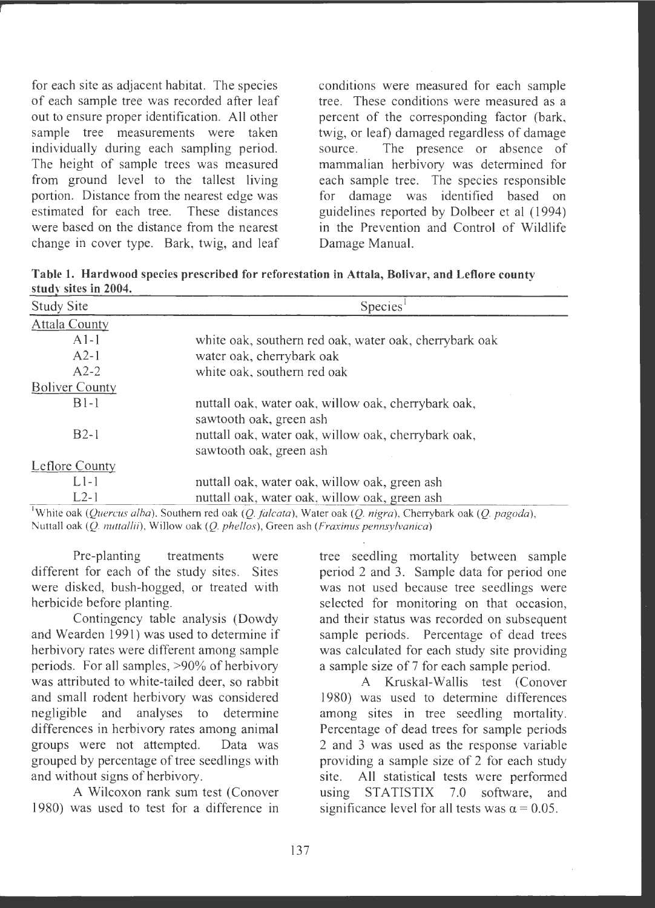for each site as adjacent habitat. The species of each sample tree was recorded after leaf out to ensure proper identification. All other sample tree measurements were taken individually during each sampling period. The height of sample trees was measured from ground level to the tallest living portion. Distance from the nearest edge was estimated for each tree. These distances were based on the distance from the nearest change in cover type. Bark, twig, and leaf conditions were measured for each sample tree. These conditions were measured as a percent of the corresponding factor (bark, twig, or leaf) damaged regardless of damage source. The presence or absence of mammalian herbivory was determined for each sample tree. The species responsible for damage was identified based on guidelines reported by Dolbeer et al (1994) in the Prevention and Control of Wildlife Damage Manual.

**Table 1. Hardwood species prescribed for reforestation in Attala, Bolivar, and Leflore county study sites in 2004.**

| Study Site | Species[1] |
|---|---|
| Attala County | |
| A1-1 | white oak, southern red oak, water oak, cherrybark oak |
| A2-1 | water oak, cherrybark oak |
| A2-2 | white oak, southern red oak |
| Boliver County | |
| B1-1 | nuttall oak, water oak, willow oak, cherrybark oak, sawtooth oak, green ash |
| B2-1 | nuttall oak, water oak, willow oak, cherrybark oak, sawtooth oak, green ash |
| Leflore County | |
| L1-1 | nuttall oak, water oak, willow oak, green ash |
| L2-1 | nuttall oak, water oak, willow oak, green ash |

[1]White oak (*Quercus alba*), Southern red oak (*Q. falcata*), Water oak (*Q. nigra*), Cherrybark oak (*Q. pagoda*), Nuttall oak (*Q. nuttallii*), Willow oak (*Q. phellos*), Green ash (*Fraxinus pennsylvanica*)

Pre-planting treatments were different for each of the study sites. Sites were disked, bush-hogged, or treated with herbicide before planting.

Contingency table analysis (Dowdy and Wearden 1991) was used to determine if herbivory rates were different among sample periods. For all samples, >90% of herbivory was attributed to white-tailed deer, so rabbit and small rodent herbivory was considered negligible and analyses to determine differences in herbivory rates among animal groups were not attempted. Data was grouped by percentage of tree seedlings with and without signs of herbivory.

A Wilcoxon rank sum test (Conover 1980) was used to test for a difference in tree seedling mortality between sample period 2 and 3. Sample data for period one was not used because tree seedlings were selected for monitoring on that occasion, and their status was recorded on subsequent sample periods. Percentage of dead trees was calculated for each study site providing a sample size of 7 for each sample period.

A Kruskal-Wallis test (Conover 1980) was used to determine differences among sites in tree seedling mortality. Percentage of dead trees for sample periods 2 and 3 was used as the response variable providing a sample size of 2 for each study site. All statistical tests were performed using STATISTIX 7.0 software, and significance level for all tests was $\alpha = 0.05$.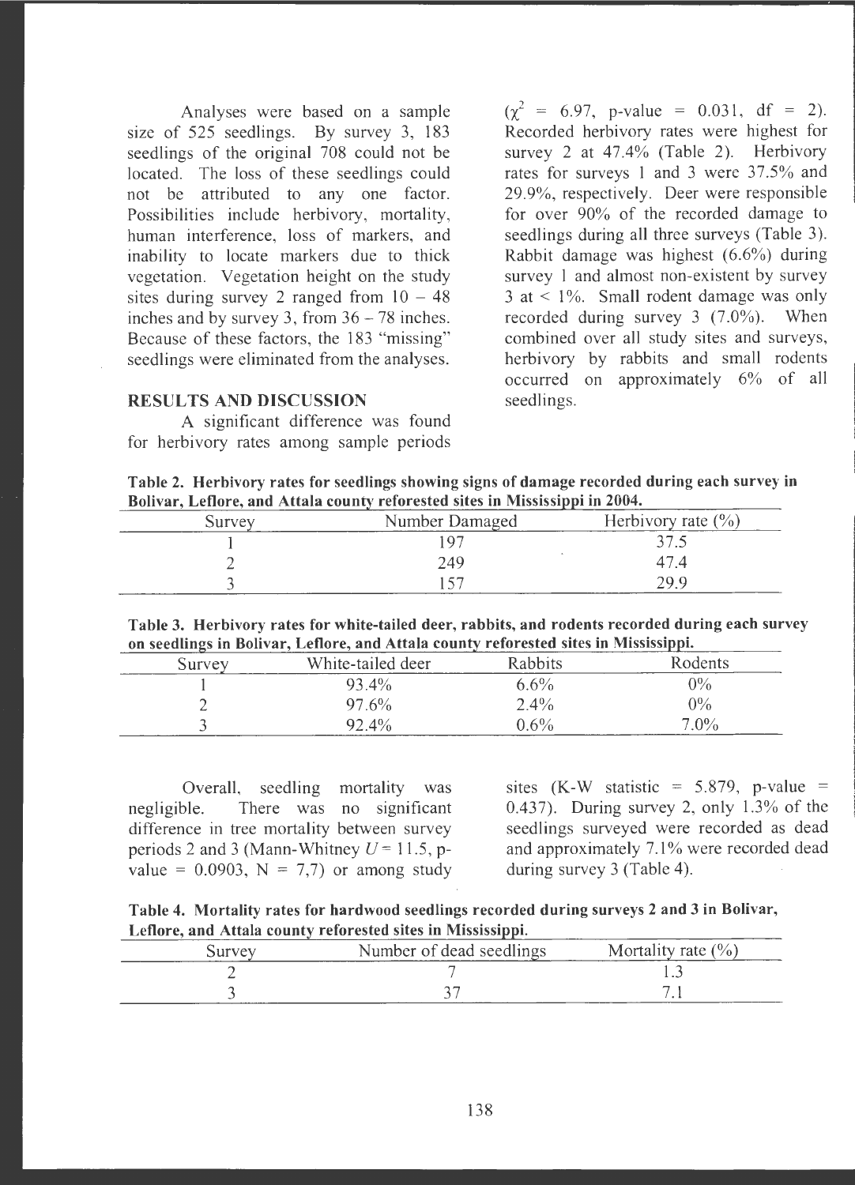Analyses were based on a sample size of 525 seedlings. By survey 3, 183 seedlings of the original 708 could not be located. The loss of these seedlings could not be attributed to any one factor. Possibilities include herbivory, mortality, human interference, loss of markers, and inability to locate markers due to thick vegetation. Vegetation height on the study sites during survey 2 ranged from 10 – 48 inches and by survey 3, from 36 – 78 inches. Because of these factors, the 183 "missing" seedlings were eliminated from the analyses.

## RESULTS AND DISCUSSION

A significant difference was found for herbivory rates among sample periods ($\chi^2$ = 6.97, p-value = 0.031, df = 2). Recorded herbivory rates were highest for survey 2 at 47.4% (Table 2). Herbivory rates for surveys 1 and 3 were 37.5% and 29.9%, respectively. Deer were responsible for over 90% of the recorded damage to seedlings during all three surveys (Table 3). Rabbit damage was highest (6.6%) during survey 1 and almost non-existent by survey 3 at < 1%. Small rodent damage was only recorded during survey 3 (7.0%). When combined over all study sites and surveys, herbivory by rabbits and small rodents occurred on approximately 6% of all seedlings.

**Table 2. Herbivory rates for seedlings showing signs of damage recorded during each survey in Bolivar, Leflore, and Attala county reforested sites in Mississippi in 2004.**

| Survey | Number Damaged | Herbivory rate (%) |
|---|---|---|
| 1 | 197 | 37.5 |
| 2 | 249 | 47.4 |
| 3 | 157 | 29.9 |

**Table 3. Herbivory rates for white-tailed deer, rabbits, and rodents recorded during each survey on seedlings in Bolivar, Leflore, and Attala county reforested sites in Mississippi.**

| Survey | White-tailed deer | Rabbits | Rodents |
|---|---|---|---|
| 1 | 93.4% | 6.6% | 0% |
| 2 | 97.6% | 2.4% | 0% |
| 3 | 92.4% | 0.6% | 7.0% |

Overall, seedling mortality was negligible. There was no significant difference in tree mortality between survey periods 2 and 3 (Mann-Whitney $U$ = 11.5, p-value = 0.0903, N = 7,7) or among study sites (K-W statistic = 5.879, p-value = 0.437). During survey 2, only 1.3% of the seedlings surveyed were recorded as dead and approximately 7.1% were recorded dead during survey 3 (Table 4).

**Table 4. Mortality rates for hardwood seedlings recorded during surveys 2 and 3 in Bolivar, Leflore, and Attala county reforested sites in Mississippi.**

| Survey | Number of dead seedlings | Mortality rate (%) |
|---|---|---|
| 2 | 7 | 1.3 |
| 3 | 37 | 7.1 |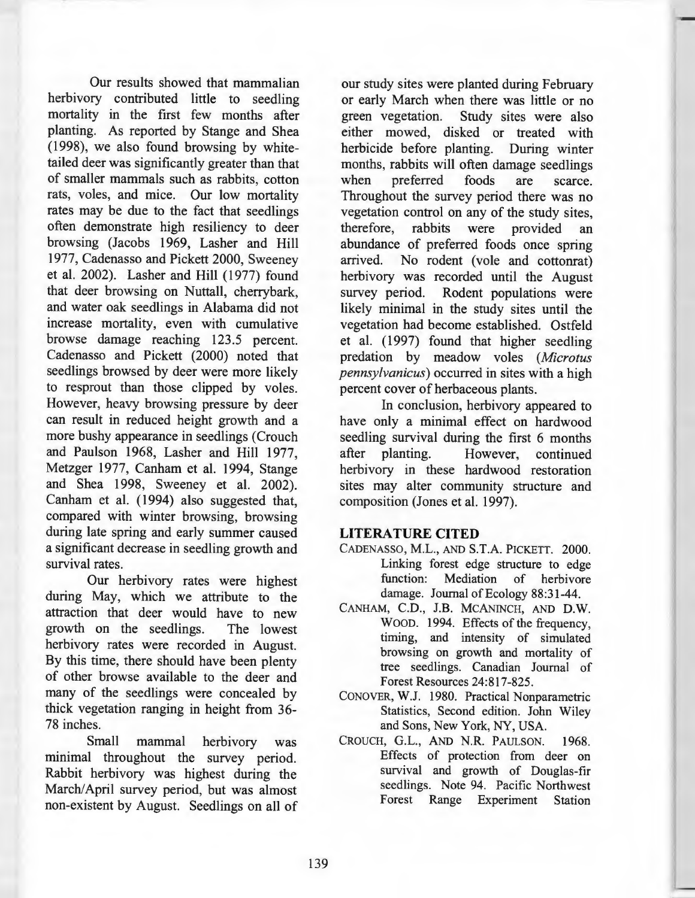Our results showed that mammalian herbivory contributed little to seedling mortality in the first few months after planting. As reported by Stange and Shea (1998), we also found browsing by white-tailed deer was significantly greater than that of smaller mammals such as rabbits, cotton rats, voles, and mice. Our low mortality rates may be due to the fact that seedlings often demonstrate high resiliency to deer browsing (Jacobs 1969, Lasher and Hill 1977, Cadenasso and Pickett 2000, Sweeney et al. 2002). Lasher and Hill (1977) found that deer browsing on Nuttall, cherrybark, and water oak seedlings in Alabama did not increase mortality, even with cumulative browse damage reaching 123.5 percent. Cadenasso and Pickett (2000) noted that seedlings browsed by deer were more likely to resprout than those clipped by voles. However, heavy browsing pressure by deer can result in reduced height growth and a more bushy appearance in seedlings (Crouch and Paulson 1968, Lasher and Hill 1977, Metzger 1977, Canham et al. 1994, Stange and Shea 1998, Sweeney et al. 2002). Canham et al. (1994) also suggested that, compared with winter browsing, browsing during late spring and early summer caused a significant decrease in seedling growth and survival rates.

Our herbivory rates were highest during May, which we attribute to the attraction that deer would have to new growth on the seedlings. The lowest herbivory rates were recorded in August. By this time, there should have been plenty of other browse available to the deer and many of the seedlings were concealed by thick vegetation ranging in height from 36-78 inches.

Small mammal herbivory was minimal throughout the survey period. Rabbit herbivory was highest during the March/April survey period, but was almost non-existent by August. Seedlings on all of our study sites were planted during February or early March when there was little or no green vegetation. Study sites were also either mowed, disked or treated with herbicide before planting. During winter months, rabbits will often damage seedlings when preferred foods are scarce. Throughout the survey period there was no vegetation control on any of the study sites, therefore, rabbits were provided an abundance of preferred foods once spring arrived. No rodent (vole and cottonrat) herbivory was recorded until the August survey period. Rodent populations were likely minimal in the study sites until the vegetation had become established. Ostfeld et al. (1997) found that higher seedling predation by meadow voles (*Microtus pennsylvanicus*) occurred in sites with a high percent cover of herbaceous plants.

In conclusion, herbivory appeared to have only a minimal effect on hardwood seedling survival during the first 6 months after planting. However, continued herbivory in these hardwood restoration sites may alter community structure and composition (Jones et al. 1997).

## LITERATURE CITED

CADENASSO, M.L., AND S.T.A. PICKETT. 2000. Linking forest edge structure to edge function: Mediation of herbivore damage. Journal of Ecology 88:31-44.

CANHAM, C.D., J.B. MCANINCH, AND D.W. WOOD. 1994. Effects of the frequency, timing, and intensity of simulated browsing on growth and mortality of tree seedlings. Canadian Journal of Forest Resources 24:817-825.

CONOVER, W.J. 1980. Practical Nonparametric Statistics, Second edition. John Wiley and Sons, New York, NY, USA.

CROUCH, G.L., AND N.R. PAULSON. 1968. Effects of protection from deer on survival and growth of Douglas-fir seedlings. Note 94. Pacific Northwest Forest Range Experiment Station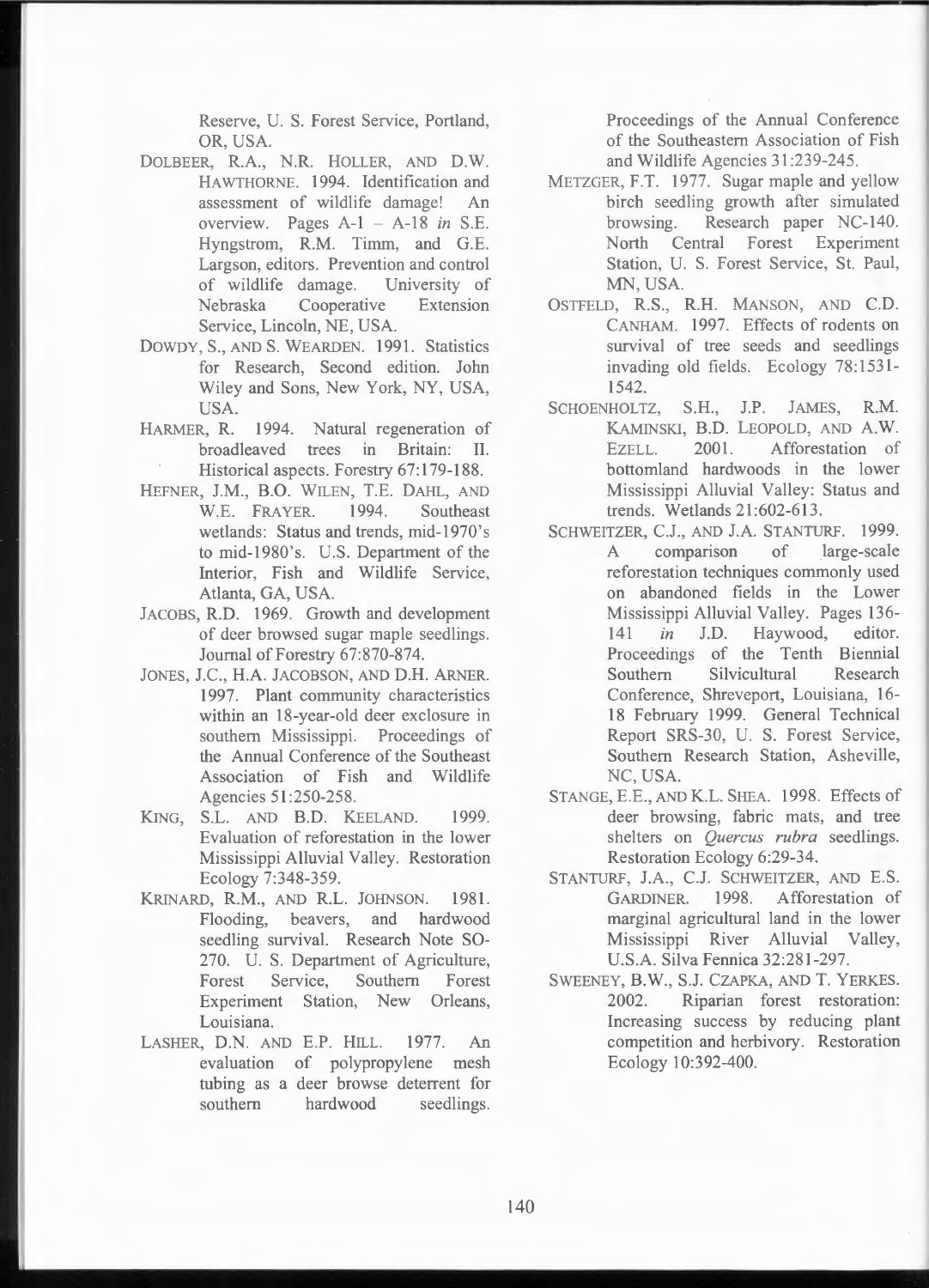Reserve, U. S. Forest Service, Portland, OR, USA.

DOLBEER, R.A., N.R. HOLLER, AND D.W. HAWTHORNE. 1994. Identification and assessment of wildlife damage! An overview. Pages A-1 – A-18 *in* S.E. Hyngstrom, R.M. Timm, and G.E. Largson, editors. Prevention and control of wildlife damage. University of Nebraska Cooperative Extension Service, Lincoln, NE, USA.

DOWDY, S., AND S. WEARDEN. 1991. Statistics for Research, Second edition. John Wiley and Sons, New York, NY, USA, USA.

HARMER, R. 1994. Natural regeneration of broadleaved trees in Britain: II. Historical aspects. Forestry 67:179-188.

HEFNER, J.M., B.O. WILEN, T.E. DAHL, AND W.E. FRAYER. 1994. Southeast wetlands: Status and trends, mid-1970's to mid-1980's. U.S. Department of the Interior, Fish and Wildlife Service, Atlanta, GA, USA.

JACOBS, R.D. 1969. Growth and development of deer browsed sugar maple seedlings. Journal of Forestry 67:870-874.

JONES, J.C., H.A. JACOBSON, AND D.H. ARNER. 1997. Plant community characteristics within an 18-year-old deer exclosure in southern Mississippi. Proceedings of the Annual Conference of the Southeast Association of Fish and Wildlife Agencies 51:250-258.

KING, S.L. AND B.D. KEELAND. 1999. Evaluation of reforestation in the lower Mississippi Alluvial Valley. Restoration Ecology 7:348-359.

KRINARD, R.M., AND R.L. JOHNSON. 1981. Flooding, beavers, and hardwood seedling survival. Research Note SO-270. U. S. Department of Agriculture, Forest Service, Southern Forest Experiment Station, New Orleans, Louisiana.

LASHER, D.N. AND E.P. HILL. 1977. An evaluation of polypropylene mesh tubing as a deer browse deterrent for southern hardwood seedlings. Proceedings of the Annual Conference of the Southeastern Association of Fish and Wildlife Agencies 31:239-245.

METZGER, F.T. 1977. Sugar maple and yellow birch seedling growth after simulated browsing. Research paper NC-140. North Central Forest Experiment Station, U. S. Forest Service, St. Paul, MN, USA.

OSTFELD, R.S., R.H. MANSON, AND C.D. CANHAM. 1997. Effects of rodents on survival of tree seeds and seedlings invading old fields. Ecology 78:1531-1542.

SCHOENHOLTZ, S.H., J.P. JAMES, R.M. KAMINSKI, B.D. LEOPOLD, AND A.W. EZELL. 2001. Afforestation of bottomland hardwoods in the lower Mississippi Alluvial Valley: Status and trends. Wetlands 21:602-613.

SCHWEITZER, C.J., AND J.A. STANTURF. 1999. A comparison of large-scale reforestation techniques commonly used on abandoned fields in the Lower Mississippi Alluvial Valley. Pages 136-141 *in* J.D. Haywood, editor. Proceedings of the Tenth Biennial Southern Silvicultural Research Conference, Shreveport, Louisiana, 16-18 February 1999. General Technical Report SRS-30, U. S. Forest Service, Southern Research Station, Asheville, NC, USA.

STANGE, E.E., AND K.L. SHEA. 1998. Effects of deer browsing, fabric mats, and tree shelters on *Quercus rubra* seedlings. Restoration Ecology 6:29-34.

STANTURF, J.A., C.J. SCHWEITZER, AND E.S. GARDINER. 1998. Afforestation of marginal agricultural land in the lower Mississippi River Alluvial Valley, U.S.A. Silva Fennica 32:281-297.

SWEENEY, B.W., S.J. CZAPKA, AND T. YERKES. 2002. Riparian forest restoration: Increasing success by reducing plant competition and herbivory. Restoration Ecology 10:392-400.